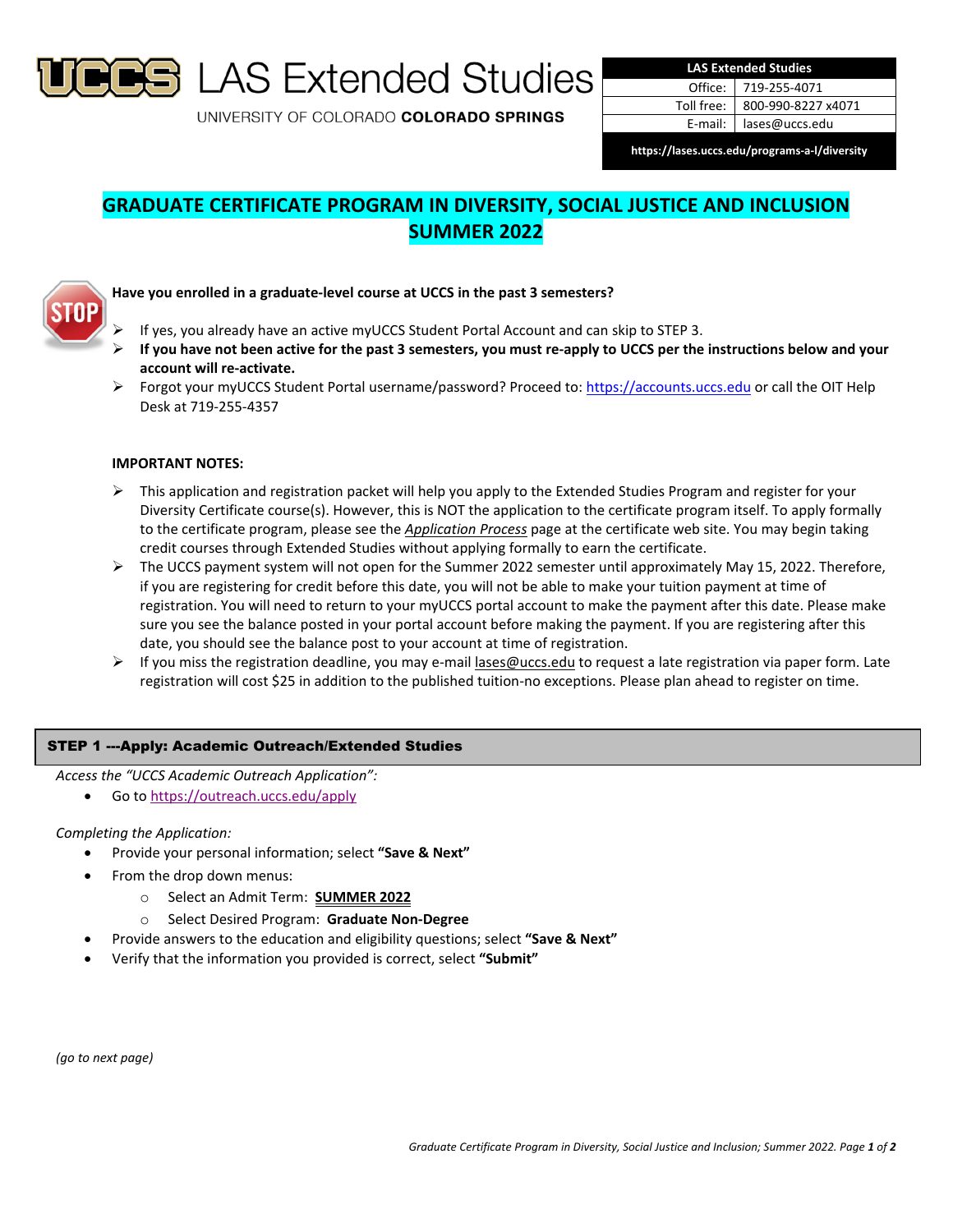UCCS LAS Extended Studies

UNIVERSITY OF COLORADO **COLORADO SPRINGS**

| LAS Extended Studies | |
| --- | --- |
| Office: | 719-255-4071 |
| Toll free: | 800-990-8227 x4071 |
| E-mail: | lases@uccs.edu |
| https://lases.uccs.edu/programs-a-l/diversity | |

# GRADUATE CERTIFICATE PROGRAM IN DIVERSITY, SOCIAL JUSTICE AND INCLUSION SUMMER 2022

STOP

**Have you enrolled in a graduate-level course at UCCS in the past 3 semesters?**

- If yes, you already have an active myUCCS Student Portal Account and can skip to STEP 3.
- **If you have not been active for the past 3 semesters, you must re-apply to UCCS per the instructions below and your account will re-activate.**
- Forgot your myUCCS Student Portal username/password? Proceed to: https://accounts.uccs.edu or call the OIT Help Desk at 719-255-4357

**IMPORTANT NOTES:**

- This application and registration packet will help you apply to the Extended Studies Program and register for your Diversity Certificate course(s). However, this is NOT the application to the certificate program itself. To apply formally to the certificate program, please see the ***Application Process*** page at the certificate web site. You may begin taking credit courses through Extended Studies without applying formally to earn the certificate.
- The UCCS payment system will not open for the Summer 2022 semester until approximately May 15, 2022. Therefore, if you are registering for credit before this date, you will not be able to make your tuition payment at time of registration. You will need to return to your myUCCS portal account to make the payment after this date. Please make sure you see the balance posted in your portal account before making the payment. If you are registering after this date, you should see the balance post to your account at time of registration.
- If you miss the registration deadline, you may e-mail lases@uccs.edu to request a late registration via paper form. Late registration will cost $25 in addition to the published tuition-no exceptions. Please plan ahead to register on time.

## STEP 1 ---Apply: Academic Outreach/Extended Studies

*Access the "UCCS Academic Outreach Application":*

- Go to https://outreach.uccs.edu/apply

*Completing the Application:*

- Provide your personal information; select **"Save & Next"**
- From the drop down menus:
  - Select an Admit Term: **SUMMER 2022**
  - Select Desired Program: **Graduate Non-Degree**
- Provide answers to the education and eligibility questions; select **"Save & Next"**
- Verify that the information you provided is correct, select **"Submit"**

*(go to next page)*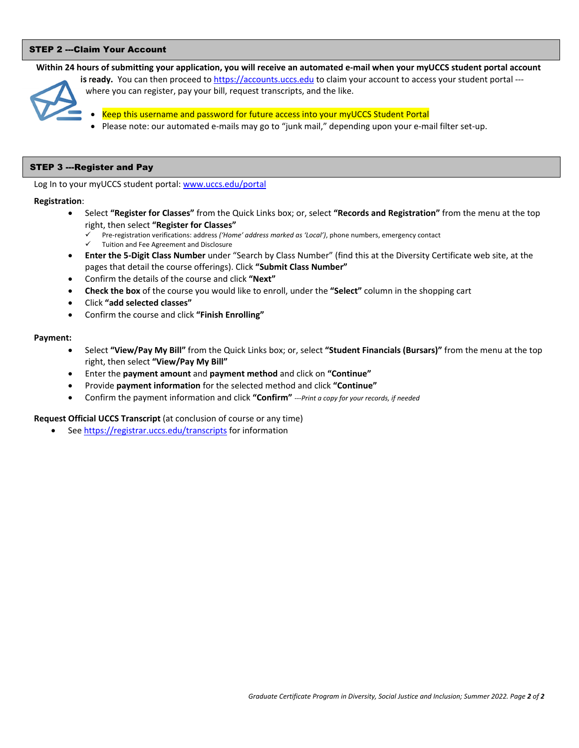## STEP 2 ---Claim Your Account

**Within 24 hours of submitting your application, you will receive an automated e-mail when your myUCCS student portal account is ready.** You can then proceed to https://accounts.uccs.edu to claim your account to access your student portal ---where you can register, pay your bill, request transcripts, and the like.

- Keep this username and password for future access into your myUCCS Student Portal
- Please note: our automated e-mails may go to "junk mail," depending upon your e-mail filter set-up.

## STEP 3 ---Register and Pay

Log In to your myUCCS student portal: www.uccs.edu/portal

**Registration**:

- Select **"Register for Classes"** from the Quick Links box; or, select **"Records and Registration"** from the menu at the top right, then select **"Register for Classes"**
  - ✓ Pre-registration verifications: address *('Home' address marked as 'Local')*, phone numbers, emergency contact
  - ✓ Tuition and Fee Agreement and Disclosure
- **Enter the 5-Digit Class Number** under "Search by Class Number" (find this at the Diversity Certificate web site, at the pages that detail the course offerings). Click **"Submit Class Number"**
- Confirm the details of the course and click **"Next"**
- **Check the box** of the course you would like to enroll, under the **"Select"** column in the shopping cart
- Click **"add selected classes"**
- Confirm the course and click **"Finish Enrolling"**

**Payment:**

- Select **"View/Pay My Bill"** from the Quick Links box; or, select **"Student Financials (Bursars)"** from the menu at the top right, then select **"View/Pay My Bill"**
- Enter the **payment amount** and **payment method** and click on **"Continue"**
- Provide **payment information** for the selected method and click **"Continue"**
- Confirm the payment information and click **"Confirm"** *---Print a copy for your records, if needed*

**Request Official UCCS Transcript** (at conclusion of course or any time)

- See https://registrar.uccs.edu/transcripts for information